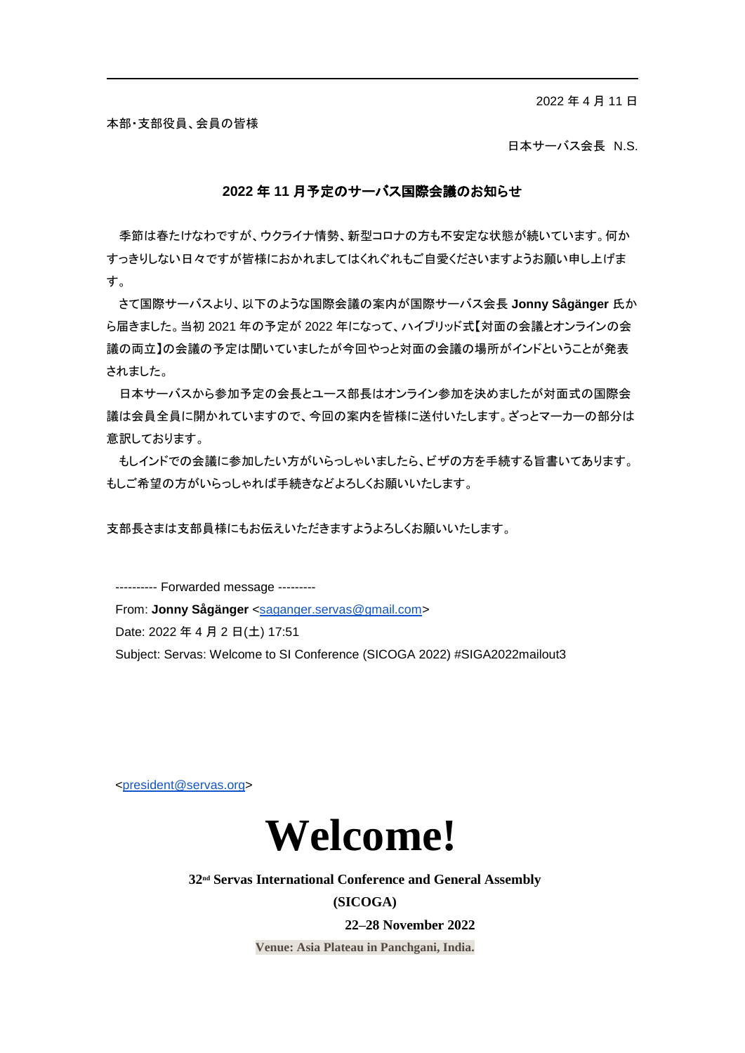2022 年 4 月 11 日

本部・支部役員、会員の皆様

日本サーバス会長 N.S.

## 2022 年 11 月予定のサーバス国際会議のお知らせ

季節は春たけなわですが、ウクライナ情勢、新型コロナの方も不安定な状態が続いています。何かすっきりしない日々ですが皆様におかれましてはくれぐれもご自愛くださいますようお願い申し上げます。

さて国際サーバスより、以下のような国際会議の案内が国際サーバス会長 **Jonny Sågänger** 氏から届きました。当初 2021 年の予定が 2022 年になって、ハイブリッド式【対面の会議とオンラインの会議の両立】の会議の予定は聞いていましたが今回やっと対面の会議の場所がインドということが発表されました。

日本サーバスから参加予定の会長とユース部長はオンライン参加を決めましたが対面式の国際会議は会員全員に開かれていますので、今回の案内を皆様に送付いたします。ざっとマーカーの部分は意訳しております。

もしインドでの会議に参加したい方がいらっしゃいましたら、ビザの方を手続する旨書いてあります。もしご希望の方がいらっしゃれば手続きなどよろしくお願いいたします。

支部長さまは支部員様にもお伝えいただきますようよろしくお願いいたします。

---------- Forwarded message ---------
From: **Jonny Sågänger** <saganger.servas@gmail.com>
Date: 2022 年 4 月 2 日(土) 17:51
Subject: Servas: Welcome to SI Conference (SICOGA 2022) #SIGA2022mailout3

<president@servas.org>

# Welcome!

**32nd Servas International Conference and General Assembly**

**(SICOGA)**

**22–28 November 2022**

**Venue: Asia Plateau in Panchgani, India.**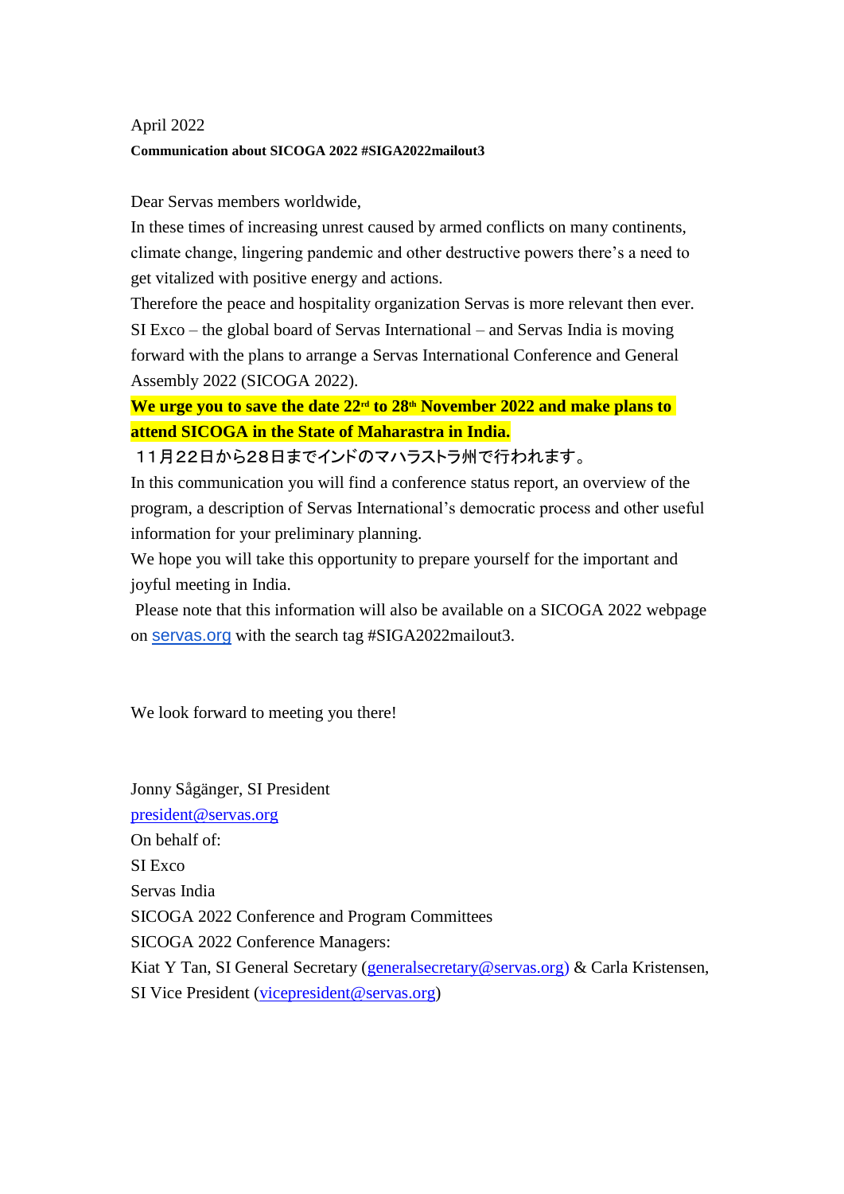April 2022

**Communication about SICOGA 2022 #SIGA2022mailout3**

Dear Servas members worldwide,

In these times of increasing unrest caused by armed conflicts on many continents, climate change, lingering pandemic and other destructive powers there's a need to get vitalized with positive energy and actions.

Therefore the peace and hospitality organization Servas is more relevant then ever.

SI Exco – the global board of Servas International – and Servas India is moving forward with the plans to arrange a Servas International Conference and General Assembly 2022 (SICOGA 2022).

**We urge you to save the date 22rd to 28th November 2022 and make plans to attend SICOGA in the State of Maharastra in India.**

１１月２２日から２８日までインドのマハラストラ州で行われます。

In this communication you will find a conference status report, an overview of the program, a description of Servas International's democratic process and other useful information for your preliminary planning.

We hope you will take this opportunity to prepare yourself for the important and joyful meeting in India.

Please note that this information will also be available on a SICOGA 2022 webpage on servas.org with the search tag #SIGA2022mailout3.

We look forward to meeting you there!

Jonny Sågänger, SI President
president@servas.org
On behalf of:
SI Exco
Servas India
SICOGA 2022 Conference and Program Committees
SICOGA 2022 Conference Managers:
Kiat Y Tan, SI General Secretary (generalsecretary@servas.org) & Carla Kristensen, SI Vice President (vicepresident@servas.org)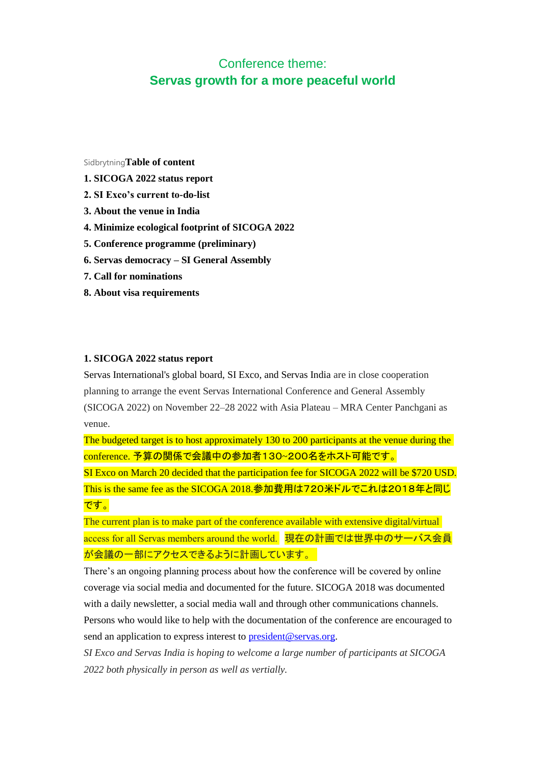## Conference theme:
## Servas growth for a more peaceful world

Sidbrytning**Table of content**

**1. SICOGA 2022 status report**

**2. SI Exco's current to-do-list**

**3. About the venue in India**

**4. Minimize ecological footprint of SICOGA 2022**

**5. Conference programme (preliminary)**

**6. Servas democracy – SI General Assembly**

**7. Call for nominations**

**8. About visa requirements**

### 1. SICOGA 2022 status report

Servas International's global board, SI Exco, and Servas India are in close cooperation planning to arrange the event Servas International Conference and General Assembly (SICOGA 2022) on November 22–28 2022 with Asia Plateau – MRA Center Panchgani as venue.

The budgeted target is to host approximately 130 to 200 participants at the venue during the conference. 予算の関係で会議中の参加者130~200名をホスト可能です。

SI Exco on March 20 decided that the participation fee for SICOGA 2022 will be $720 USD. This is the same fee as the SICOGA 2018.参加費用は720米ドルでこれは2018年と同じです。

The current plan is to make part of the conference available with extensive digital/virtual access for all Servas members around the world. 現在の計画では世界中のサーバス会員が会議の一部にアクセスできるように計画しています。

There's an ongoing planning process about how the conference will be covered by online coverage via social media and documented for the future. SICOGA 2018 was documented with a daily newsletter, a social media wall and through other communications channels. Persons who would like to help with the documentation of the conference are encouraged to send an application to express interest to president@servas.org.

*SI Exco and Servas India is hoping to welcome a large number of participants at SICOGA 2022 both physically in person as well as vertially.*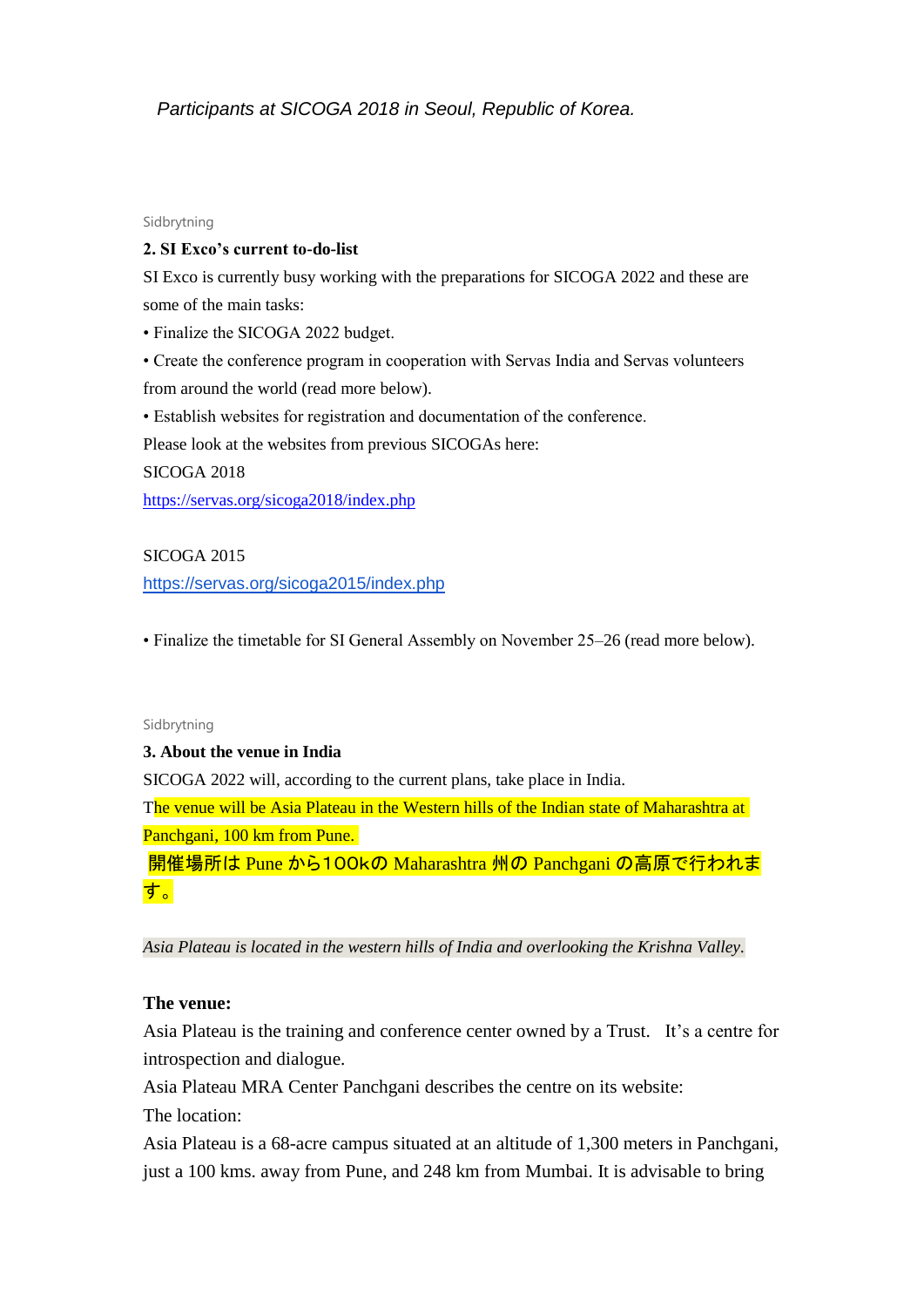*Participants at SICOGA 2018 in Seoul, Republic of Korea.*

Sidbrytning

**2. SI Exco's current to-do-list**

SI Exco is currently busy working with the preparations for SICOGA 2022 and these are some of the main tasks:

- Finalize the SICOGA 2022 budget.
- Create the conference program in cooperation with Servas India and Servas volunteers from around the world (read more below).
- Establish websites for registration and documentation of the conference.

Please look at the websites from previous SICOGAs here:

SICOGA 2018

https://servas.org/sicoga2018/index.php

SICOGA 2015

https://servas.org/sicoga2015/index.php

- Finalize the timetable for SI General Assembly on November 25–26 (read more below).

Sidbrytning

**3. About the venue in India**

SICOGA 2022 will, according to the current plans, take place in India.

The venue will be Asia Plateau in the Western hills of the Indian state of Maharashtra at Panchgani, 100 km from Pune.

開催場所は Pune から100kの Maharashtra 州の Panchgani の高原で行われます。

*Asia Plateau is located in the western hills of India and overlooking the Krishna Valley.*

**The venue:**

Asia Plateau is the training and conference center owned by a Trust. It's a centre for introspection and dialogue.

Asia Plateau MRA Center Panchgani describes the centre on its website:

The location:

Asia Plateau is a 68-acre campus situated at an altitude of 1,300 meters in Panchgani, just a 100 kms. away from Pune, and 248 km from Mumbai. It is advisable to bring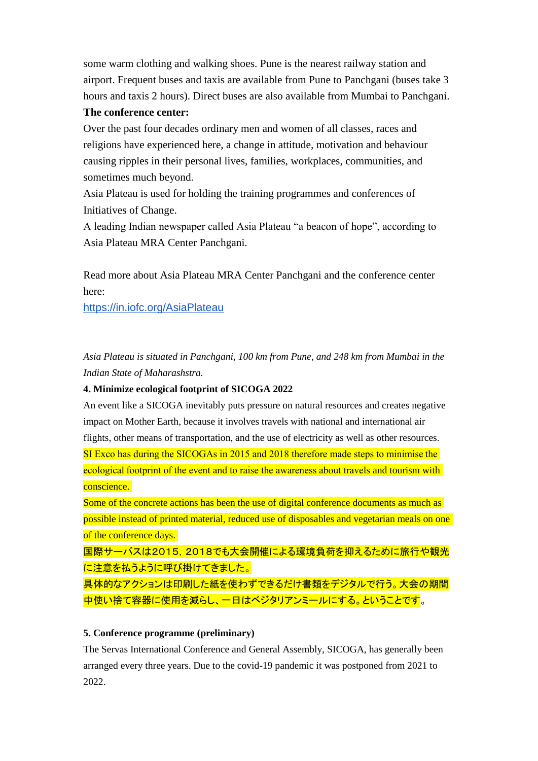some warm clothing and walking shoes. Pune is the nearest railway station and airport. Frequent buses and taxis are available from Pune to Panchgani (buses take 3 hours and taxis 2 hours). Direct buses are also available from Mumbai to Panchgani.

**The conference center:**

Over the past four decades ordinary men and women of all classes, races and religions have experienced here, a change in attitude, motivation and behaviour causing ripples in their personal lives, families, workplaces, communities, and sometimes much beyond.

Asia Plateau is used for holding the training programmes and conferences of Initiatives of Change.

A leading Indian newspaper called Asia Plateau “a beacon of hope”, according to Asia Plateau MRA Center Panchgani.

Read more about Asia Plateau MRA Center Panchgani and the conference center here:

https://in.iofc.org/AsiaPlateau

*Asia Plateau is situated in Panchgani, 100 km from Pune, and 248 km from Mumbai in the Indian State of Maharashstra.*

**4. Minimize ecological footprint of SICOGA 2022**

An event like a SICOGA inevitably puts pressure on natural resources and creates negative impact on Mother Earth, because it involves travels with national and international air flights, other means of transportation, and the use of electricity as well as other resources.

SI Exco has during the SICOGAs in 2015 and 2018 therefore made steps to minimise the ecological footprint of the event and to raise the awareness about travels and tourism with conscience.

Some of the concrete actions has been the use of digital conference documents as much as possible instead of printed material, reduced use of disposables and vegetarian meals on one of the conference days.

国際サーバスは2015，2018でも大会開催による環境負荷を抑えるために旅行や観光に注意を払うように呼び掛けてきました。

具体的なアクションは印刷した紙を使わずできるだけ書類をデジタルで行う。大会の期間中使い捨て容器に使用を減らし、一日はベジタリアンミールにする。ということです。

**5. Conference programme (preliminary)**

The Servas International Conference and General Assembly, SICOGA, has generally been arranged every three years. Due to the covid-19 pandemic it was postponed from 2021 to 2022.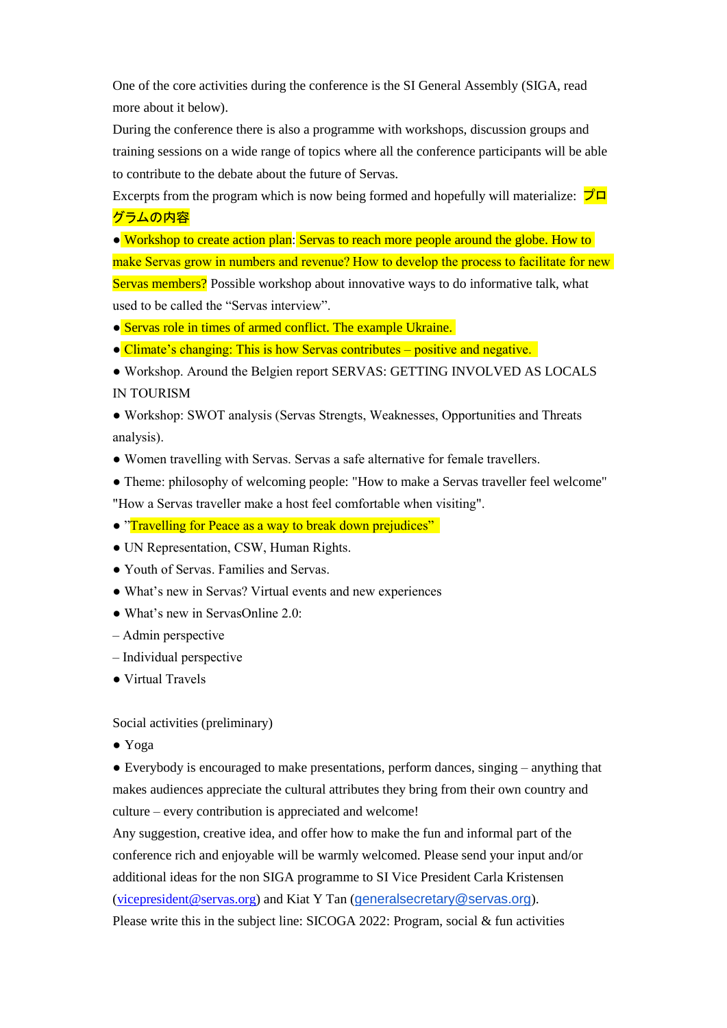One of the core activities during the conference is the SI General Assembly (SIGA, read more about it below).

During the conference there is also a programme with workshops, discussion groups and training sessions on a wide range of topics where all the conference participants will be able to contribute to the debate about the future of Servas.

Excerpts from the program which is now being formed and hopefully will materialize: プログラムの内容

- Workshop to create action plan: Servas to reach more people around the globe. How to make Servas grow in numbers and revenue? How to develop the process to facilitate for new Servas members? Possible workshop about innovative ways to do informative talk, what used to be called the "Servas interview".
- Servas role in times of armed conflict. The example Ukraine.
- Climate's changing: This is how Servas contributes – positive and negative.
- Workshop. Around the Belgien report SERVAS: GETTING INVOLVED AS LOCALS IN TOURISM
- Workshop: SWOT analysis (Servas Strengths, Weaknesses, Opportunities and Threats analysis).
- Women travelling with Servas. Servas a safe alternative for female travellers.
- Theme: philosophy of welcoming people: "How to make a Servas traveller feel welcome" "How a Servas traveller make a host feel comfortable when visiting".
- "Travelling for Peace as a way to break down prejudices"
- UN Representation, CSW, Human Rights.
- Youth of Servas. Families and Servas.
- What's new in Servas? Virtual events and new experiences
- What's new in ServasOnline 2.0:

– Admin perspective

– Individual perspective

- Virtual Travels

Social activities (preliminary)

- Yoga
- Everybody is encouraged to make presentations, perform dances, singing – anything that makes audiences appreciate the cultural attributes they bring from their own country and culture – every contribution is appreciated and welcome!

Any suggestion, creative idea, and offer how to make the fun and informal part of the conference rich and enjoyable will be warmly welcomed. Please send your input and/or additional ideas for the non SIGA programme to SI Vice President Carla Kristensen (vicepresident@servas.org) and Kiat Y Tan (generalsecretary@servas.org).

Please write this in the subject line: SICOGA 2022: Program, social & fun activities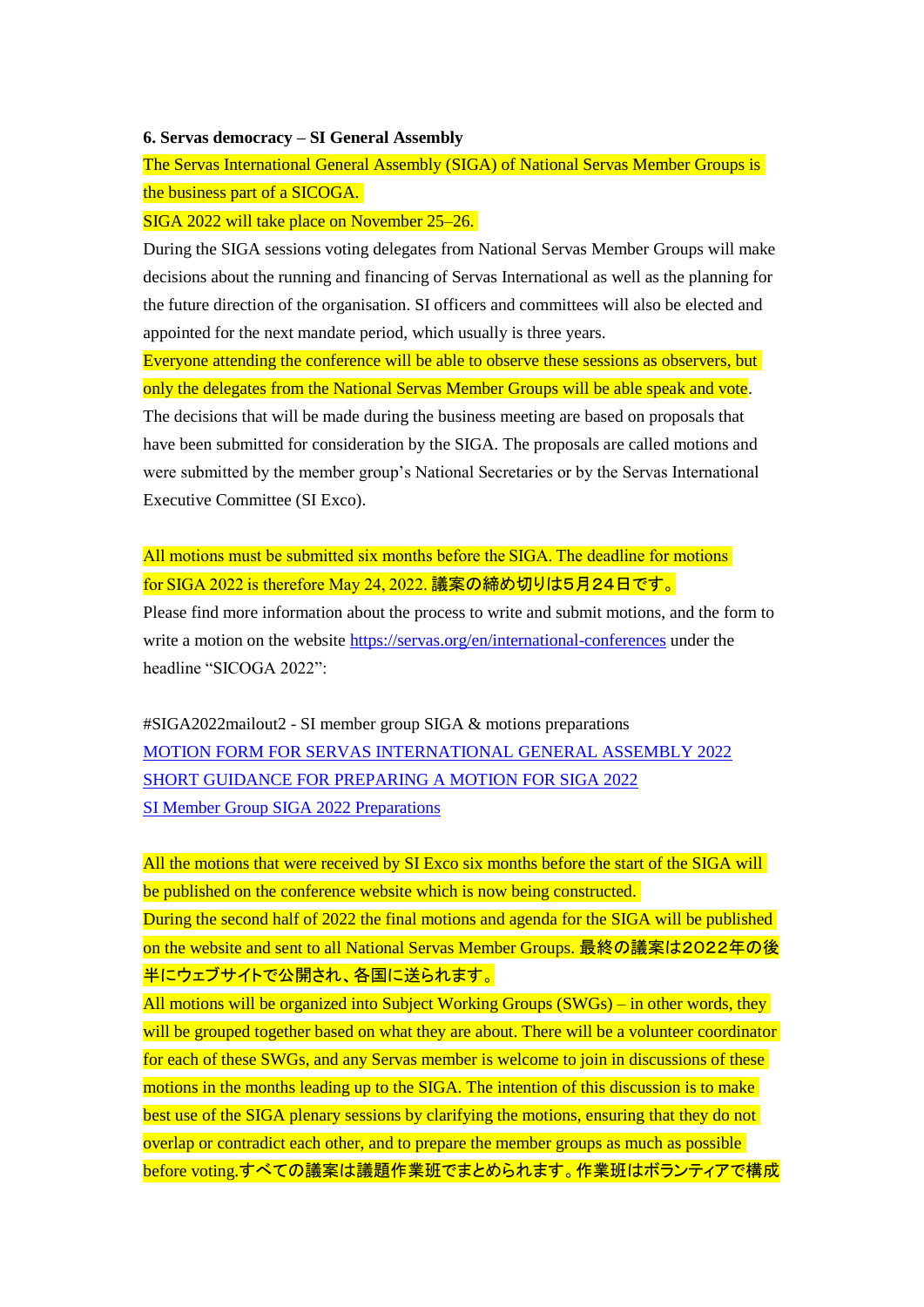**6. Servas democracy – SI General Assembly**

The Servas International General Assembly (SIGA) of National Servas Member Groups is the business part of a SICOGA.

SIGA 2022 will take place on November 25–26.

During the SIGA sessions voting delegates from National Servas Member Groups will make decisions about the running and financing of Servas International as well as the planning for the future direction of the organisation. SI officers and committees will also be elected and appointed for the next mandate period, which usually is three years.

Everyone attending the conference will be able to observe these sessions as observers, but only the delegates from the National Servas Member Groups will be able speak and vote.

The decisions that will be made during the business meeting are based on proposals that have been submitted for consideration by the SIGA. The proposals are called motions and were submitted by the member group's National Secretaries or by the Servas International Executive Committee (SI Exco).

All motions must be submitted six months before the SIGA. The deadline for motions for SIGA 2022 is therefore May 24, 2022. 議案の締め切りは5月24日です。

Please find more information about the process to write and submit motions, and the form to write a motion on the website https://servas.org/en/international-conferences under the headline "SICOGA 2022":

#SIGA2022mailout2 - SI member group SIGA & motions preparations

MOTION FORM FOR SERVAS INTERNATIONAL GENERAL ASSEMBLY 2022

SHORT GUIDANCE FOR PREPARING A MOTION FOR SIGA 2022

SI Member Group SIGA 2022 Preparations

All the motions that were received by SI Exco six months before the start of the SIGA will be published on the conference website which is now being constructed.

During the second half of 2022 the final motions and agenda for the SIGA will be published on the website and sent to all National Servas Member Groups. 最終の議案は2022年の後半にウェブサイトで公開され、各国に送られます。

All motions will be organized into Subject Working Groups (SWGs) – in other words, they will be grouped together based on what they are about. There will be a volunteer coordinator for each of these SWGs, and any Servas member is welcome to join in discussions of these motions in the months leading up to the SIGA. The intention of this discussion is to make best use of the SIGA plenary sessions by clarifying the motions, ensuring that they do not overlap or contradict each other, and to prepare the member groups as much as possible before voting.すべての議案は議題作業班でまとめられます。作業班はボランティアで構成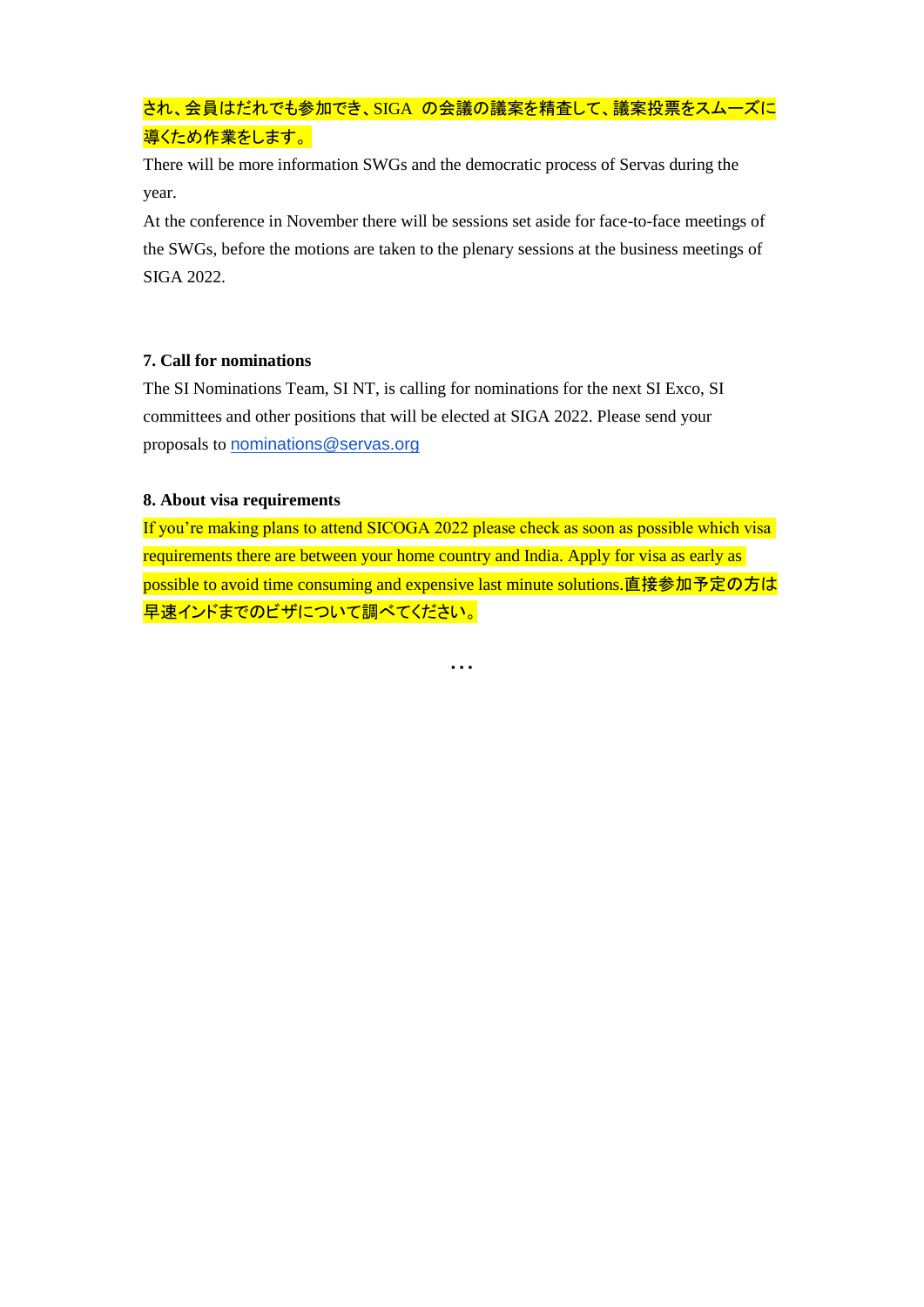され、会員はだれでも参加でき、SIGA の会議の議案を精査して、議案投票をスムーズに導くため作業をします。

There will be more information SWGs and the democratic process of Servas during the year.

At the conference in November there will be sessions set aside for face-to-face meetings of the SWGs, before the motions are taken to the plenary sessions at the business meetings of SIGA 2022.

**7. Call for nominations**

The SI Nominations Team, SI NT, is calling for nominations for the next SI Exco, SI committees and other positions that will be elected at SIGA 2022. Please send your proposals to nominations@servas.org

**8. About visa requirements**

If you're making plans to attend SICOGA 2022 please check as soon as possible which visa requirements there are between your home country and India. Apply for visa as early as possible to avoid time consuming and expensive last minute solutions.直接参加予定の方は早速インドまでのビザについて調べてください。

…